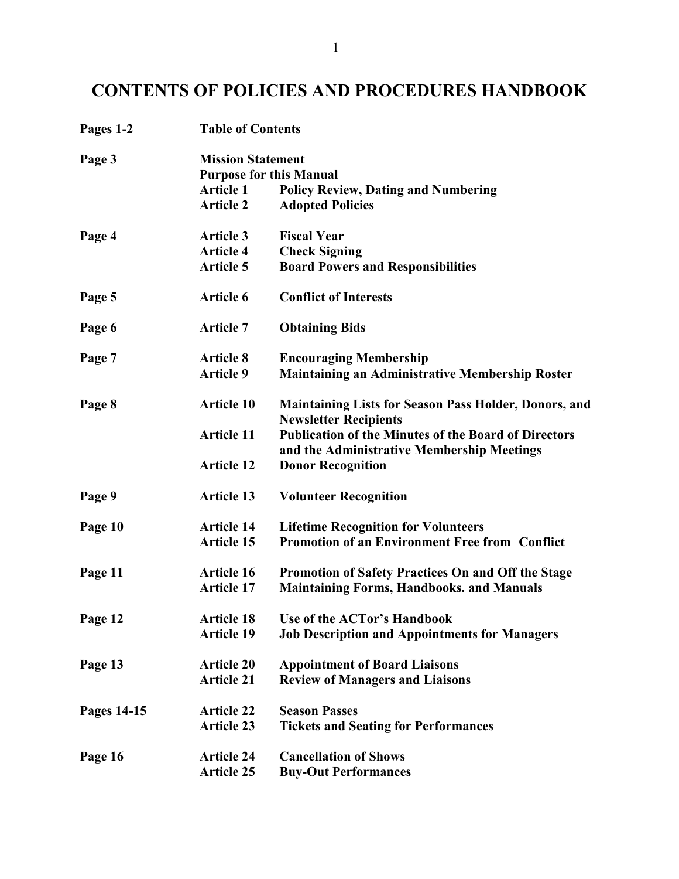# CONTENTS OF POLICIES AND PROCEDURES HANDBOOK

| | | |
|---|---|---|
| **Pages 1-2** | **Table of Contents** | |
| **Page 3** | **Mission Statement** | |
| | **Purpose for this Manual** | |
| | **Article 1** | **Policy Review, Dating and Numbering** |
| | **Article 2** | **Adopted Policies** |
| **Page 4** | **Article 3** | **Fiscal Year** |
| | **Article 4** | **Check Signing** |
| | **Article 5** | **Board Powers and Responsibilities** |
| **Page 5** | **Article 6** | **Conflict of Interests** |
| **Page 6** | **Article 7** | **Obtaining Bids** |
| **Page 7** | **Article 8** | **Encouraging Membership** |
| | **Article 9** | **Maintaining an Administrative Membership Roster** |
| **Page 8** | **Article 10** | **Maintaining Lists for Season Pass Holder, Donors, and Newsletter Recipients** |
| | **Article 11** | **Publication of the Minutes of the Board of Directors and the Administrative Membership Meetings** |
| | **Article 12** | **Donor Recognition** |
| **Page 9** | **Article 13** | **Volunteer Recognition** |
| **Page 10** | **Article 14** | **Lifetime Recognition for Volunteers** |
| | **Article 15** | **Promotion of an Environment Free from Conflict** |
| **Page 11** | **Article 16** | **Promotion of Safety Practices On and Off the Stage** |
| | **Article 17** | **Maintaining Forms, Handbooks. and Manuals** |
| **Page 12** | **Article 18** | **Use of the ACTor's Handbook** |
| | **Article 19** | **Job Description and Appointments for Managers** |
| **Page 13** | **Article 20** | **Appointment of Board Liaisons** |
| | **Article 21** | **Review of Managers and Liaisons** |
| **Pages 14-15** | **Article 22** | **Season Passes** |
| | **Article 23** | **Tickets and Seating for Performances** |
| **Page 16** | **Article 24** | **Cancellation of Shows** |
| | **Article 25** | **Buy-Out Performances** |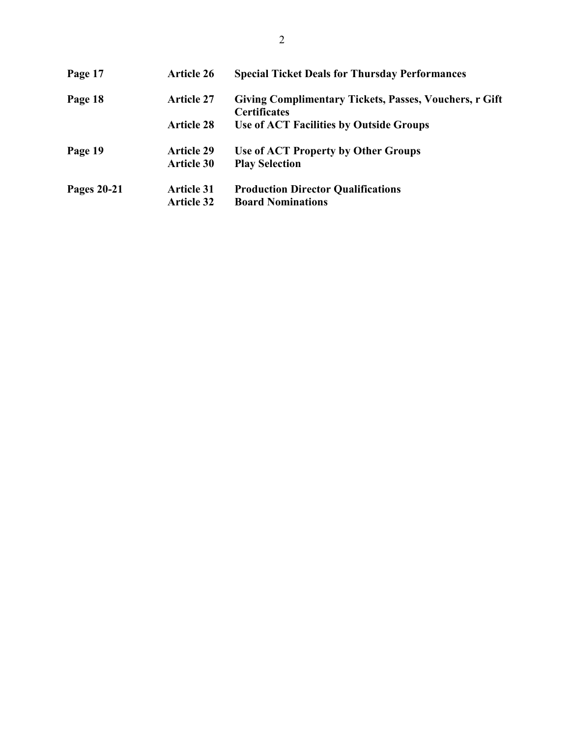| | | |
|---|---|---|
| **Page 17** | **Article 26** | **Special Ticket Deals for Thursday Performances** |
| **Page 18** | **Article 27** | **Giving Complimentary Tickets, Passes, Vouchers, r Gift Certificates** |
| | **Article 28** | **Use of ACT Facilities by Outside Groups** |
| **Page 19** | **Article 29** | **Use of ACT Property by Other Groups** |
| | **Article 30** | **Play Selection** |
| **Pages 20-21** | **Article 31** | **Production Director Qualifications** |
| | **Article 32** | **Board Nominations** |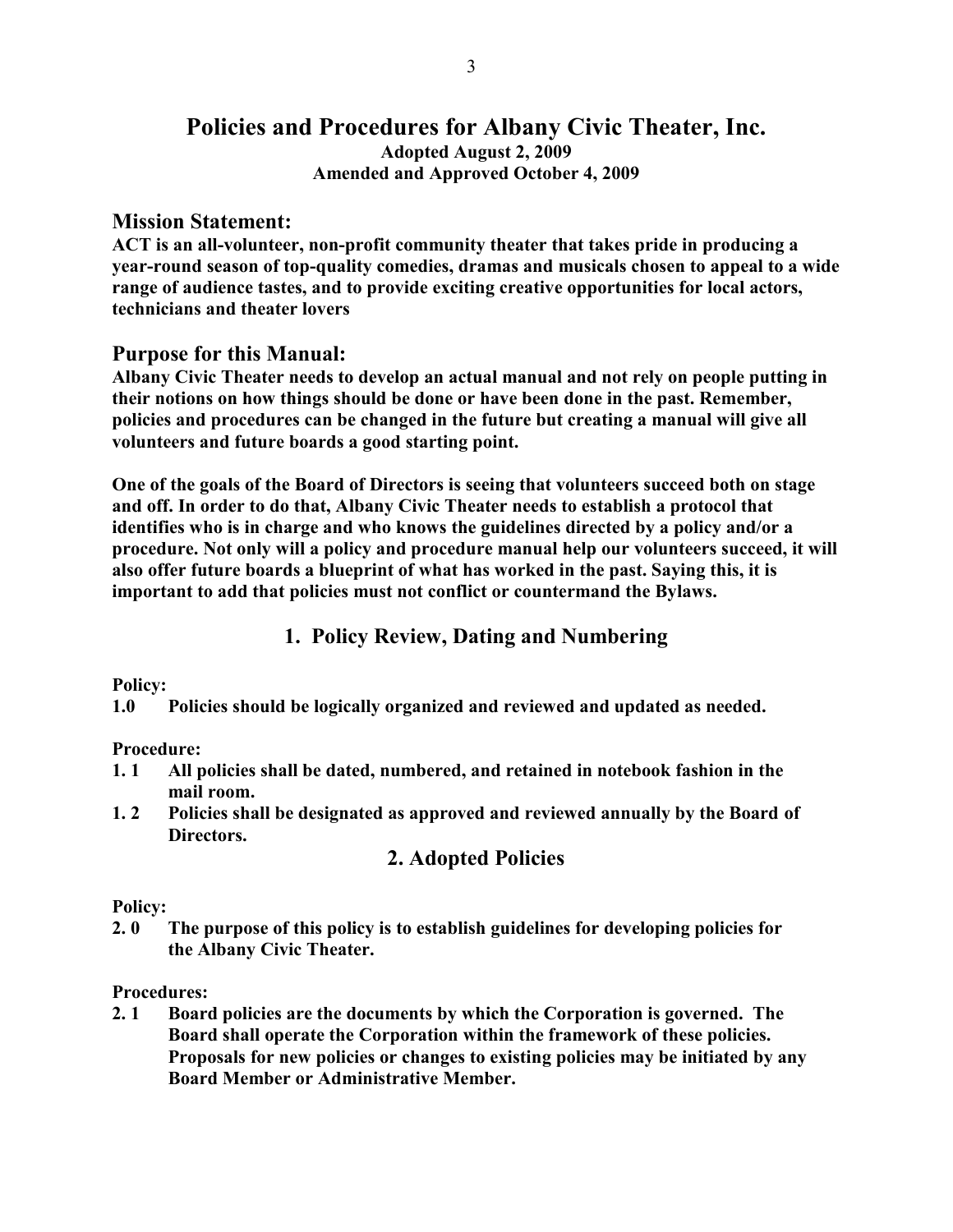# Policies and Procedures for Albany Civic Theater, Inc.

**Adopted August 2, 2009**
**Amended and Approved October 4, 2009**

## Mission Statement:

**ACT is an all-volunteer, non-profit community theater that takes pride in producing a year-round season of top-quality comedies, dramas and musicals chosen to appeal to a wide range of audience tastes, and to provide exciting creative opportunities for local actors, technicians and theater lovers**

## Purpose for this Manual:

**Albany Civic Theater needs to develop an actual manual and not rely on people putting in their notions on how things should be done or have been done in the past. Remember, policies and procedures can be changed in the future but creating a manual will give all volunteers and future boards a good starting point.**

**One of the goals of the Board of Directors is seeing that volunteers succeed both on stage and off. In order to do that, Albany Civic Theater needs to establish a protocol that identifies who is in charge and who knows the guidelines directed by a policy and/or a procedure. Not only will a policy and procedure manual help our volunteers succeed, it will also offer future boards a blueprint of what has worked in the past. Saying this, it is important to add that policies must not conflict or countermand the Bylaws.**

## 1. Policy Review, Dating and Numbering

**Policy:**

**1.0 Policies should be logically organized and reviewed and updated as needed.**

**Procedure:**

**1. 1 All policies shall be dated, numbered, and retained in notebook fashion in the mail room.**

**1. 2 Policies shall be designated as approved and reviewed annually by the Board of Directors.**

## 2. Adopted Policies

**Policy:**

**2. 0 The purpose of this policy is to establish guidelines for developing policies for the Albany Civic Theater.**

**Procedures:**

**2. 1 Board policies are the documents by which the Corporation is governed. The Board shall operate the Corporation within the framework of these policies. Proposals for new policies or changes to existing policies may be initiated by any Board Member or Administrative Member.**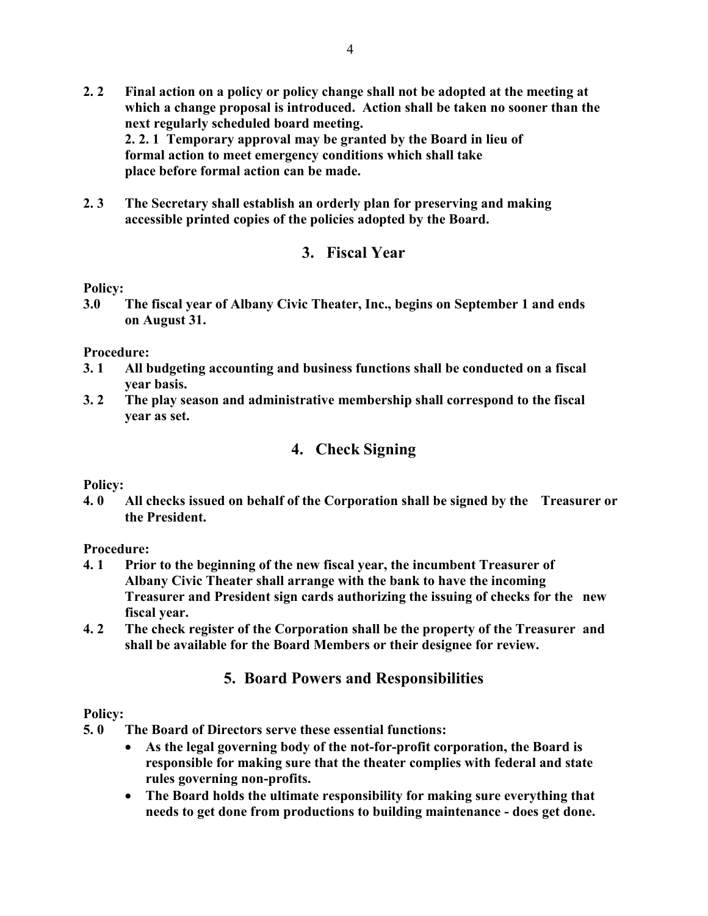**2. 2 Final action on a policy or policy change shall not be adopted at the meeting at which a change proposal is introduced. Action shall be taken no sooner than the next regularly scheduled board meeting.**

**2. 2. 1 Temporary approval may be granted by the Board in lieu of formal action to meet emergency conditions which shall take place before formal action can be made.**

**2. 3 The Secretary shall establish an orderly plan for preserving and making accessible printed copies of the policies adopted by the Board.**

## 3. Fiscal Year

**Policy:**

**3.0 The fiscal year of Albany Civic Theater, Inc., begins on September 1 and ends on August 31.**

**Procedure:**

**3. 1 All budgeting accounting and business functions shall be conducted on a fiscal year basis.**

**3. 2 The play season and administrative membership shall correspond to the fiscal year as set.**

## 4. Check Signing

**Policy:**

**4. 0 All checks issued on behalf of the Corporation shall be signed by the Treasurer or the President.**

**Procedure:**

**4. 1 Prior to the beginning of the new fiscal year, the incumbent Treasurer of Albany Civic Theater shall arrange with the bank to have the incoming Treasurer and President sign cards authorizing the issuing of checks for the new fiscal year.**

**4. 2 The check register of the Corporation shall be the property of the Treasurer and shall be available for the Board Members or their designee for review.**

## 5. Board Powers and Responsibilities

**Policy:**

**5. 0 The Board of Directors serve these essential functions:**

- **As the legal governing body of the not-for-profit corporation, the Board is responsible for making sure that the theater complies with federal and state rules governing non-profits.**
- **The Board holds the ultimate responsibility for making sure everything that needs to get done from productions to building maintenance - does get done.**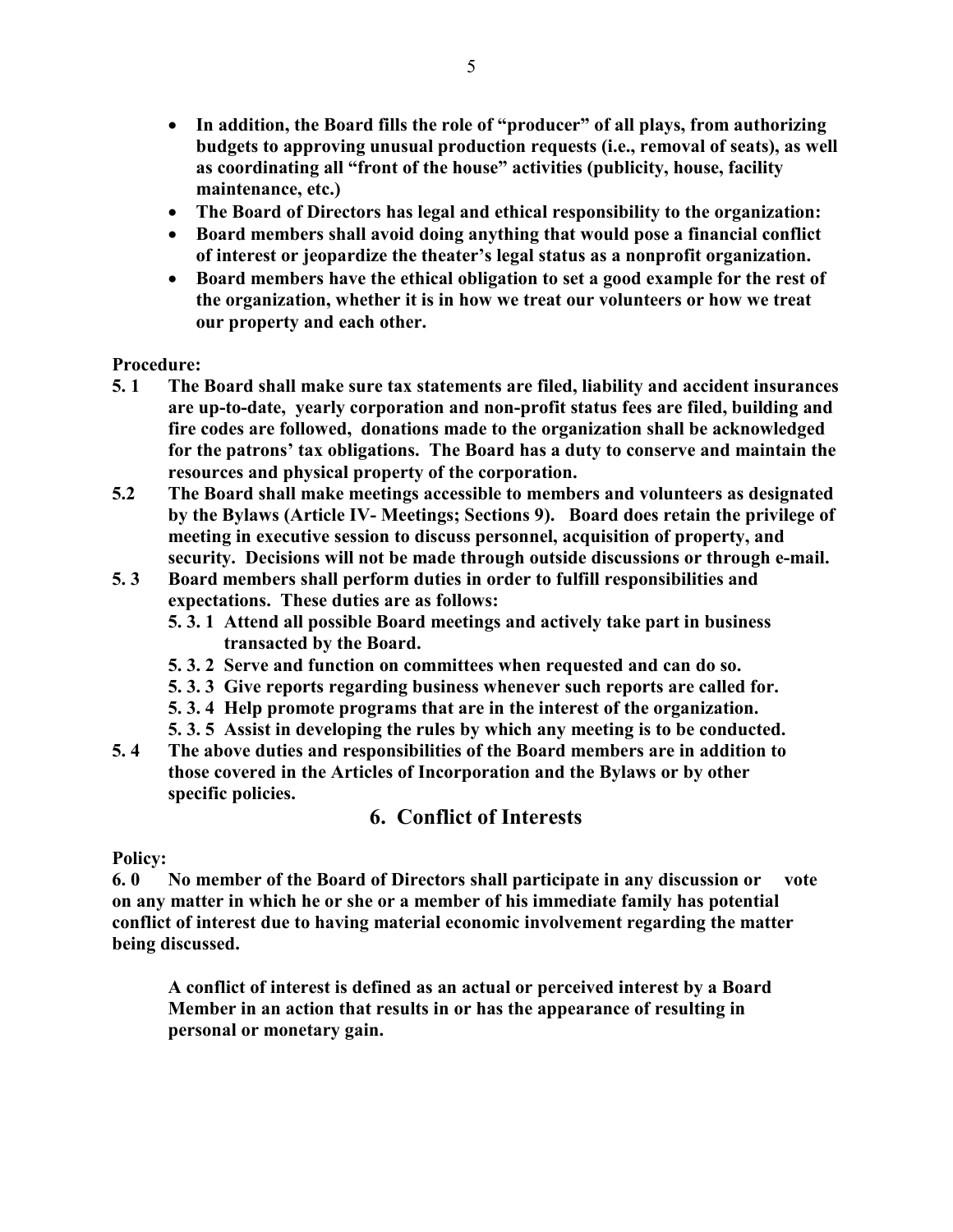- **In addition, the Board fills the role of "producer" of all plays, from authorizing budgets to approving unusual production requests (i.e., removal of seats), as well as coordinating all "front of the house" activities (publicity, house, facility maintenance, etc.)**
- **The Board of Directors has legal and ethical responsibility to the organization:**
- **Board members shall avoid doing anything that would pose a financial conflict of interest or jeopardize the theater's legal status as a nonprofit organization.**
- **Board members have the ethical obligation to set a good example for the rest of the organization, whether it is in how we treat our volunteers or how we treat our property and each other.**

**Procedure:**

**5. 1 The Board shall make sure tax statements are filed, liability and accident insurances are up-to-date, yearly corporation and non-profit status fees are filed, building and fire codes are followed, donations made to the organization shall be acknowledged for the patrons' tax obligations. The Board has a duty to conserve and maintain the resources and physical property of the corporation.**

**5.2 The Board shall make meetings accessible to members and volunteers as designated by the Bylaws (Article IV- Meetings; Sections 9). Board does retain the privilege of meeting in executive session to discuss personnel, acquisition of property, and security. Decisions will not be made through outside discussions or through e-mail.**

**5. 3 Board members shall perform duties in order to fulfill responsibilities and expectations. These duties are as follows:**

**5. 3. 1 Attend all possible Board meetings and actively take part in business transacted by the Board.**

**5. 3. 2 Serve and function on committees when requested and can do so.**

**5. 3. 3 Give reports regarding business whenever such reports are called for.**

**5. 3. 4 Help promote programs that are in the interest of the organization.**

**5. 3. 5 Assist in developing the rules by which any meeting is to be conducted.**

**5. 4 The above duties and responsibilities of the Board members are in addition to those covered in the Articles of Incorporation and the Bylaws or by other specific policies.**

## 6. Conflict of Interests

**Policy:**

**6. 0 No member of the Board of Directors shall participate in any discussion or vote on any matter in which he or she or a member of his immediate family has potential conflict of interest due to having material economic involvement regarding the matter being discussed.**

**A conflict of interest is defined as an actual or perceived interest by a Board Member in an action that results in or has the appearance of resulting in personal or monetary gain.**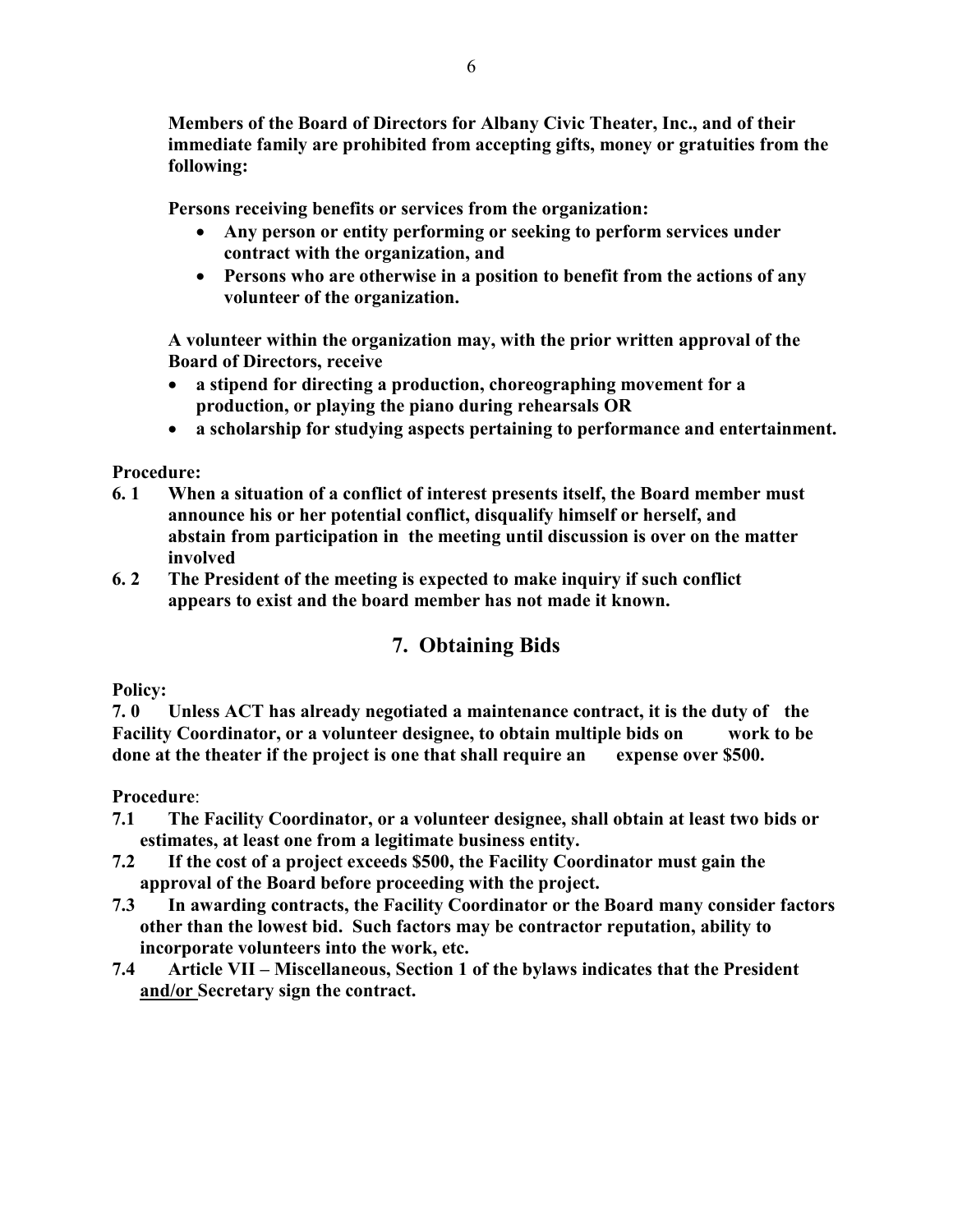**Members of the Board of Directors for Albany Civic Theater, Inc., and of their immediate family are prohibited from accepting gifts, money or gratuities from the following:**

**Persons receiving benefits or services from the organization:**

- **Any person or entity performing or seeking to perform services under contract with the organization, and**
- **Persons who are otherwise in a position to benefit from the actions of any volunteer of the organization.**

**A volunteer within the organization may, with the prior written approval of the Board of Directors, receive**

- **a stipend for directing a production, choreographing movement for a production, or playing the piano during rehearsals OR**
- **a scholarship for studying aspects pertaining to performance and entertainment.**

**Procedure:**

**6. 1 When a situation of a conflict of interest presents itself, the Board member must announce his or her potential conflict, disqualify himself or herself, and abstain from participation in the meeting until discussion is over on the matter involved**

**6. 2 The President of the meeting is expected to make inquiry if such conflict appears to exist and the board member has not made it known.**

## 7. Obtaining Bids

**Policy:**

**7. 0 Unless ACT has already negotiated a maintenance contract, it is the duty of the Facility Coordinator, or a volunteer designee, to obtain multiple bids on work to be done at the theater if the project is one that shall require an expense over $500.**

**Procedure**:

**7.1 The Facility Coordinator, or a volunteer designee, shall obtain at least two bids or estimates, at least one from a legitimate business entity.**

**7.2 If the cost of a project exceeds $500, the Facility Coordinator must gain the approval of the Board before proceeding with the project.**

**7.3 In awarding contracts, the Facility Coordinator or the Board many consider factors other than the lowest bid. Such factors may be contractor reputation, ability to incorporate volunteers into the work, etc.**

**7.4 Article VII – Miscellaneous, Section 1 of the bylaws indicates that the President <u>and/or</u> Secretary sign the contract.**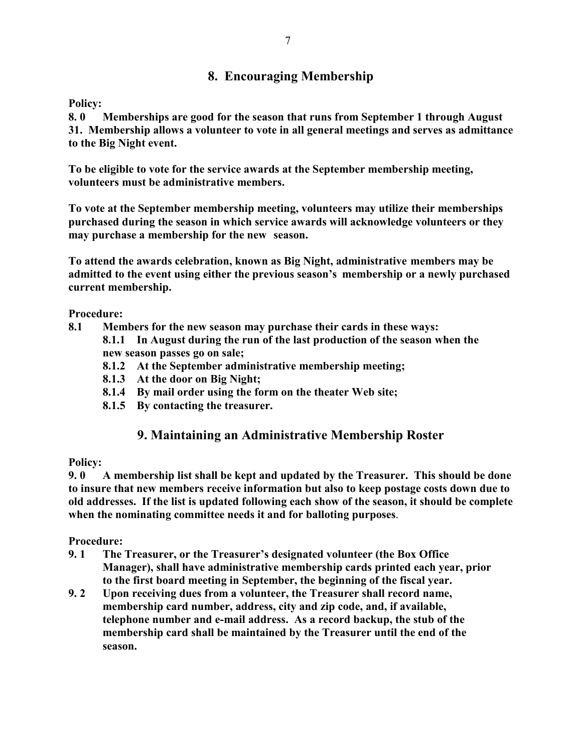## 8. Encouraging Membership

**Policy:**

**8. 0 Memberships are good for the season that runs from September 1 through August 31. Membership allows a volunteer to vote in all general meetings and serves as admittance to the Big Night event.**

**To be eligible to vote for the service awards at the September membership meeting, volunteers must be administrative members.**

**To vote at the September membership meeting, volunteers may utilize their memberships purchased during the season in which service awards will acknowledge volunteers or they may purchase a membership for the new season.**

**To attend the awards celebration, known as Big Night, administrative members may be admitted to the event using either the previous season's membership or a newly purchased current membership.**

**Procedure:**

**8.1 Members for the new season may purchase their cards in these ways:**

- **8.1.1 In August during the run of the last production of the season when the new season passes go on sale;**
- **8.1.2 At the September administrative membership meeting;**
- **8.1.3 At the door on Big Night;**
- **8.1.4 By mail order using the form on the theater Web site;**
- **8.1.5 By contacting the treasurer.**

## 9. Maintaining an Administrative Membership Roster

**Policy:**

**9. 0 A membership list shall be kept and updated by the Treasurer. This should be done to insure that new members receive information but also to keep postage costs down due to old addresses. If the list is updated following each show of the season, it should be complete when the nominating committee needs it and for balloting purposes.**

**Procedure:**

**9. 1 The Treasurer, or the Treasurer's designated volunteer (the Box Office Manager), shall have administrative membership cards printed each year, prior to the first board meeting in September, the beginning of the fiscal year.**

**9. 2 Upon receiving dues from a volunteer, the Treasurer shall record name, membership card number, address, city and zip code, and, if available, telephone number and e-mail address. As a record backup, the stub of the membership card shall be maintained by the Treasurer until the end of the season.**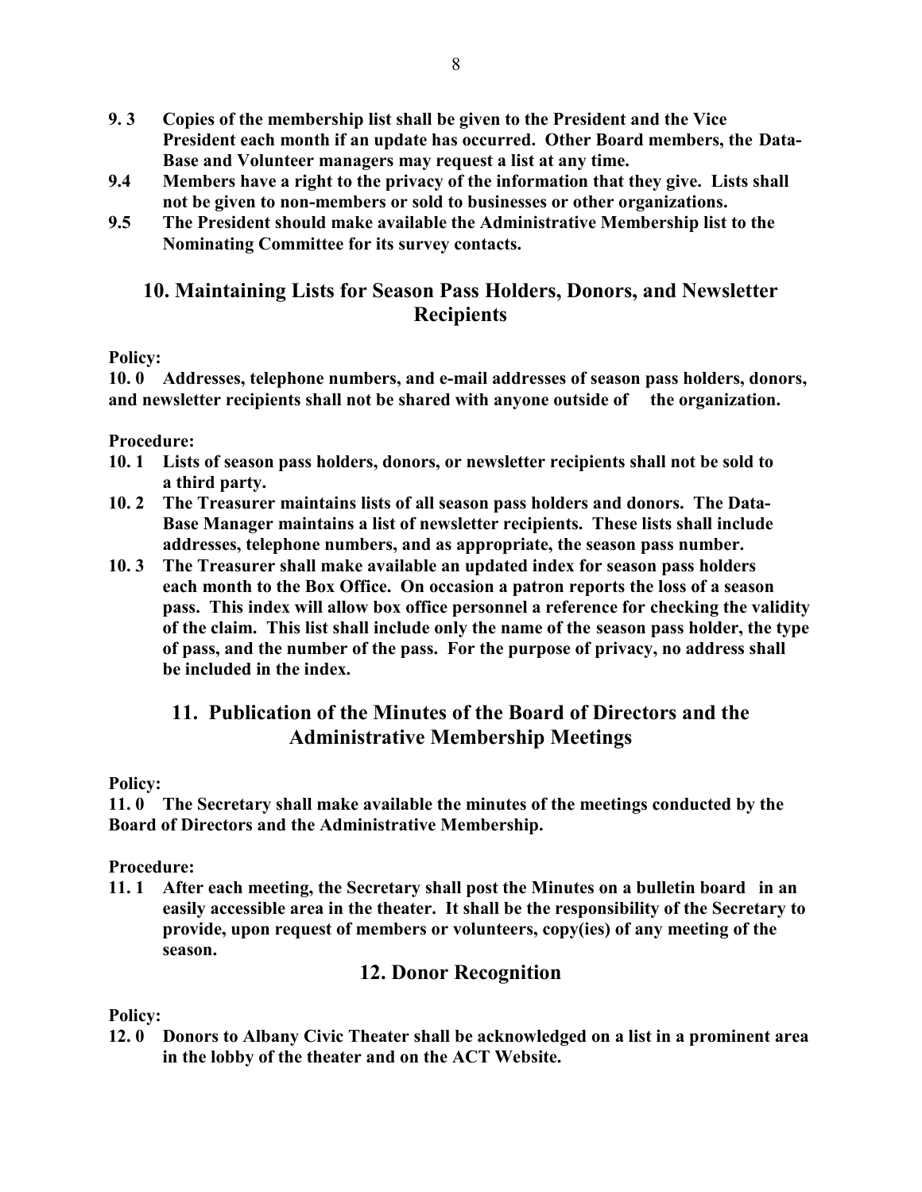**9. 3 Copies of the membership list shall be given to the President and the Vice President each month if an update has occurred. Other Board members, the Data-Base and Volunteer managers may request a list at any time.**

**9.4 Members have a right to the privacy of the information that they give. Lists shall not be given to non-members or sold to businesses or other organizations.**

**9.5 The President should make available the Administrative Membership list to the Nominating Committee for its survey contacts.**

## 10. Maintaining Lists for Season Pass Holders, Donors, and Newsletter Recipients

**Policy:**

**10. 0 Addresses, telephone numbers, and e-mail addresses of season pass holders, donors, and newsletter recipients shall not be shared with anyone outside of the organization.**

**Procedure:**

**10. 1 Lists of season pass holders, donors, or newsletter recipients shall not be sold to a third party.**

**10. 2 The Treasurer maintains lists of all season pass holders and donors. The Data-Base Manager maintains a list of newsletter recipients. These lists shall include addresses, telephone numbers, and as appropriate, the season pass number.**

**10. 3 The Treasurer shall make available an updated index for season pass holders each month to the Box Office. On occasion a patron reports the loss of a season pass. This index will allow box office personnel a reference for checking the validity of the claim. This list shall include only the name of the season pass holder, the type of pass, and the number of the pass. For the purpose of privacy, no address shall be included in the index.**

## 11. Publication of the Minutes of the Board of Directors and the Administrative Membership Meetings

**Policy:**

**11. 0 The Secretary shall make available the minutes of the meetings conducted by the Board of Directors and the Administrative Membership.**

**Procedure:**

**11. 1 After each meeting, the Secretary shall post the Minutes on a bulletin board in an easily accessible area in the theater. It shall be the responsibility of the Secretary to provide, upon request of members or volunteers, copy(ies) of any meeting of the season.**

## 12. Donor Recognition

**Policy:**

**12. 0 Donors to Albany Civic Theater shall be acknowledged on a list in a prominent area in the lobby of the theater and on the ACT Website.**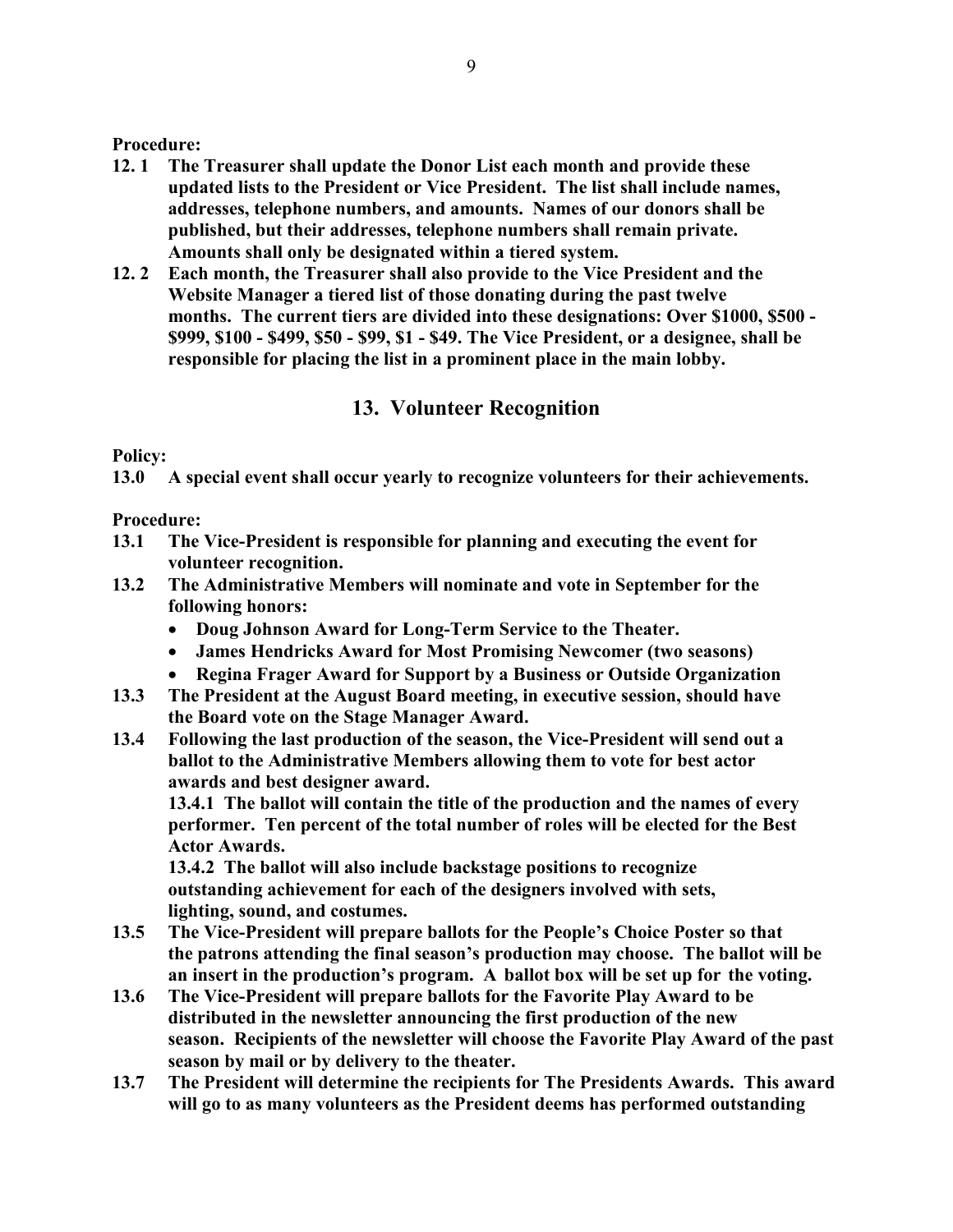**Procedure:**

**12. 1 The Treasurer shall update the Donor List each month and provide these updated lists to the President or Vice President. The list shall include names, addresses, telephone numbers, and amounts. Names of our donors shall be published, but their addresses, telephone numbers shall remain private. Amounts shall only be designated within a tiered system.**

**12. 2 Each month, the Treasurer shall also provide to the Vice President and the Website Manager a tiered list of those donating during the past twelve months. The current tiers are divided into these designations: Over $1000, $500 - $999, $100 - $499, $50 - $99, $1 - $49. The Vice President, or a designee, shall be responsible for placing the list in a prominent place in the main lobby.**

## 13. Volunteer Recognition

**Policy:**

**13.0 A special event shall occur yearly to recognize volunteers for their achievements.**

**Procedure:**

**13.1 The Vice-President is responsible for planning and executing the event for volunteer recognition.**

**13.2 The Administrative Members will nominate and vote in September for the following honors:**

- **Doug Johnson Award for Long-Term Service to the Theater.**
- **James Hendricks Award for Most Promising Newcomer (two seasons)**
- **Regina Frager Award for Support by a Business or Outside Organization**

**13.3 The President at the August Board meeting, in executive session, should have the Board vote on the Stage Manager Award.**

**13.4 Following the last production of the season, the Vice-President will send out a ballot to the Administrative Members allowing them to vote for best actor awards and best designer award.**

**13.4.1 The ballot will contain the title of the production and the names of every performer. Ten percent of the total number of roles will be elected for the Best Actor Awards.**

**13.4.2 The ballot will also include backstage positions to recognize outstanding achievement for each of the designers involved with sets, lighting, sound, and costumes.**

**13.5 The Vice-President will prepare ballots for the People's Choice Poster so that the patrons attending the final season's production may choose. The ballot will be an insert in the production's program. A ballot box will be set up for the voting.**

**13.6 The Vice-President will prepare ballots for the Favorite Play Award to be distributed in the newsletter announcing the first production of the new season. Recipients of the newsletter will choose the Favorite Play Award of the past season by mail or by delivery to the theater.**

**13.7 The President will determine the recipients for The Presidents Awards. This award will go to as many volunteers as the President deems has performed outstanding**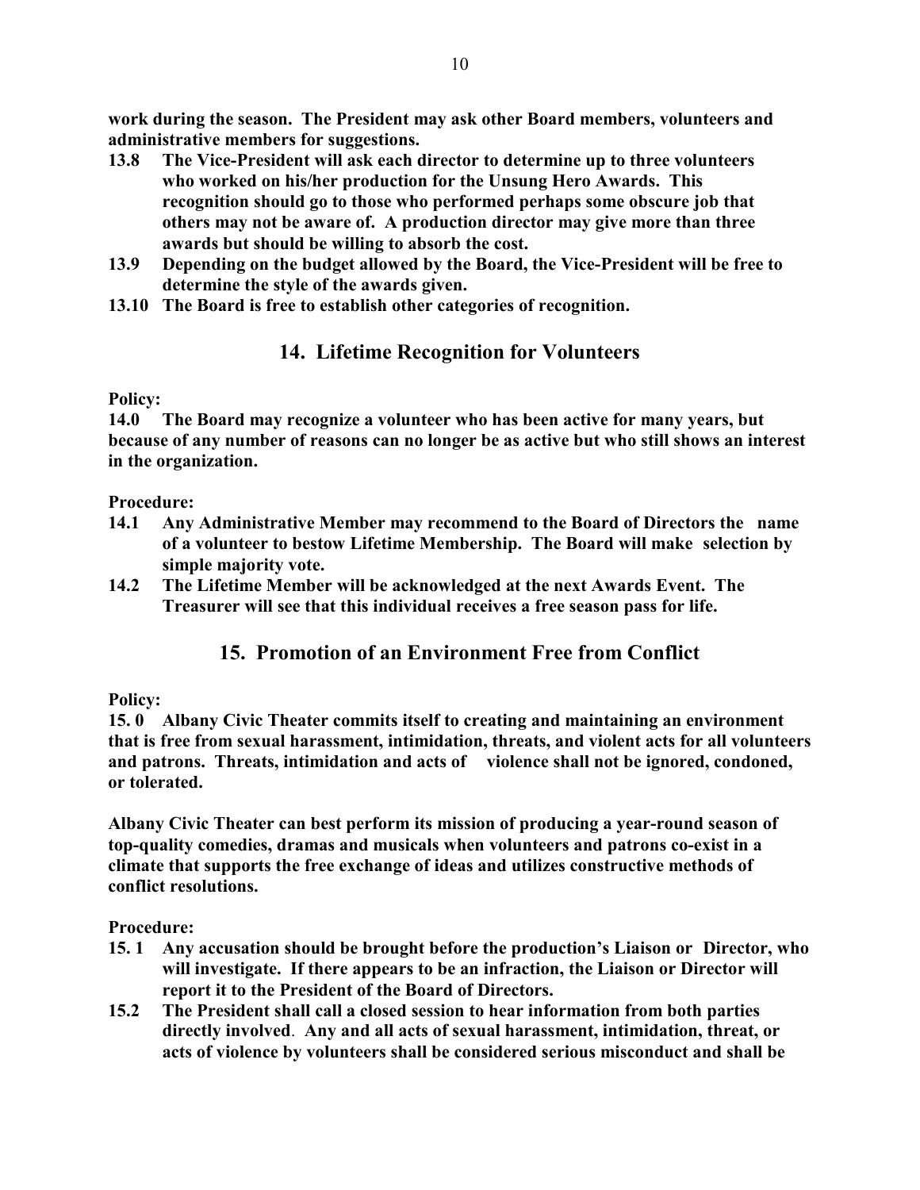**work during the season. The President may ask other Board members, volunteers and administrative members for suggestions.**

**13.8 The Vice-President will ask each director to determine up to three volunteers who worked on his/her production for the Unsung Hero Awards. This recognition should go to those who performed perhaps some obscure job that others may not be aware of. A production director may give more than three awards but should be willing to absorb the cost.**

**13.9 Depending on the budget allowed by the Board, the Vice-President will be free to determine the style of the awards given.**

**13.10 The Board is free to establish other categories of recognition.**

## 14. Lifetime Recognition for Volunteers

**Policy:**

**14.0 The Board may recognize a volunteer who has been active for many years, but because of any number of reasons can no longer be as active but who still shows an interest in the organization.**

**Procedure:**

**14.1 Any Administrative Member may recommend to the Board of Directors the name of a volunteer to bestow Lifetime Membership. The Board will make selection by simple majority vote.**

**14.2 The Lifetime Member will be acknowledged at the next Awards Event. The Treasurer will see that this individual receives a free season pass for life.**

## 15. Promotion of an Environment Free from Conflict

**Policy:**

**15. 0 Albany Civic Theater commits itself to creating and maintaining an environment that is free from sexual harassment, intimidation, threats, and violent acts for all volunteers and patrons. Threats, intimidation and acts of violence shall not be ignored, condoned, or tolerated.**

**Albany Civic Theater can best perform its mission of producing a year-round season of top-quality comedies, dramas and musicals when volunteers and patrons co-exist in a climate that supports the free exchange of ideas and utilizes constructive methods of conflict resolutions.**

**Procedure:**

**15. 1 Any accusation should be brought before the production's Liaison or Director, who will investigate. If there appears to be an infraction, the Liaison or Director will report it to the President of the Board of Directors.**

**15.2 The President shall call a closed session to hear information from both parties directly involved. Any and all acts of sexual harassment, intimidation, threat, or acts of violence by volunteers shall be considered serious misconduct and shall be**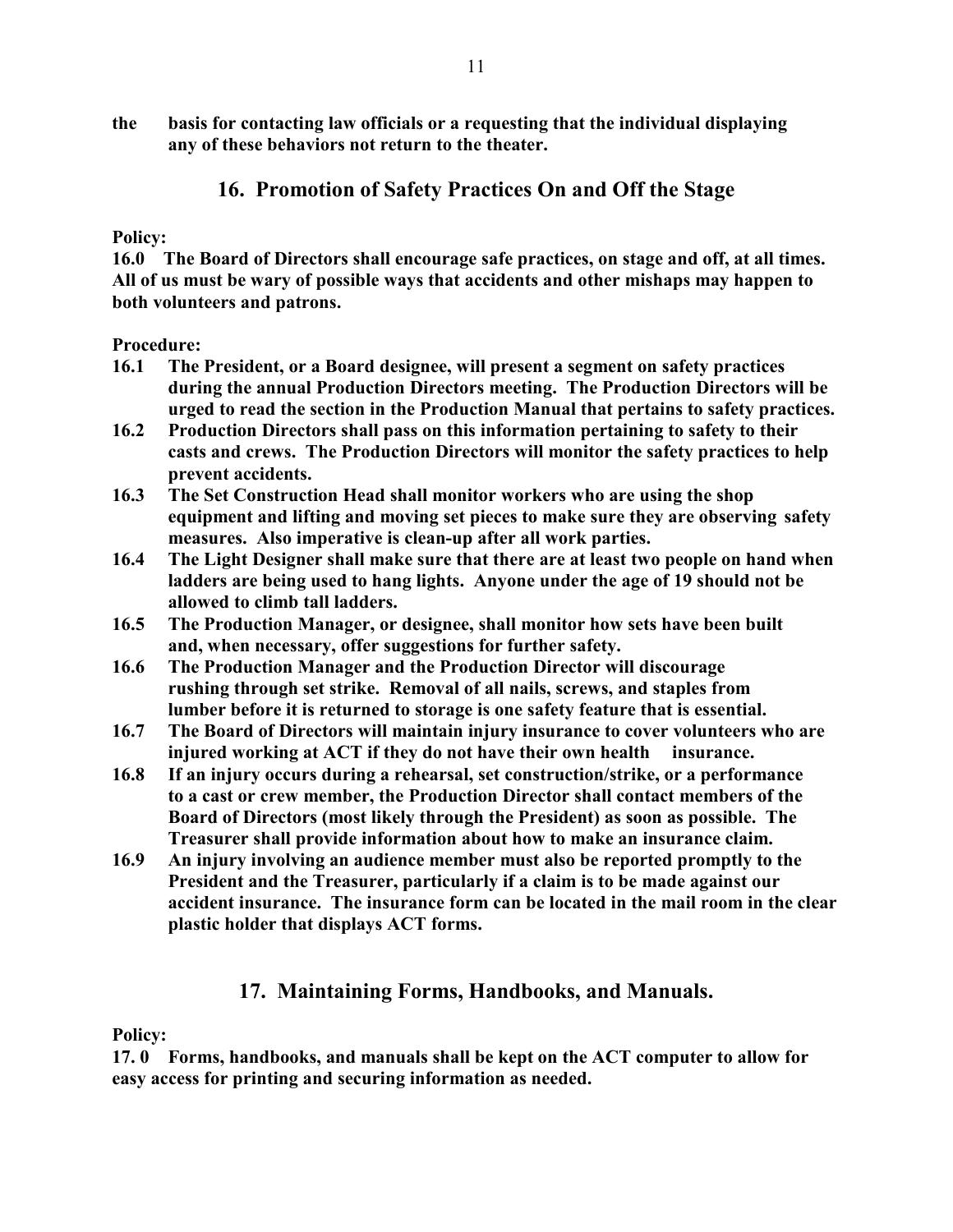**the basis for contacting law officials or a requesting that the individual displaying any of these behaviors not return to the theater.**

## 16. Promotion of Safety Practices On and Off the Stage

**Policy:**

**16.0 The Board of Directors shall encourage safe practices, on stage and off, at all times. All of us must be wary of possible ways that accidents and other mishaps may happen to both volunteers and patrons.**

**Procedure:**

**16.1 The President, or a Board designee, will present a segment on safety practices during the annual Production Directors meeting. The Production Directors will be urged to read the section in the Production Manual that pertains to safety practices.**

**16.2 Production Directors shall pass on this information pertaining to safety to their casts and crews. The Production Directors will monitor the safety practices to help prevent accidents.**

**16.3 The Set Construction Head shall monitor workers who are using the shop equipment and lifting and moving set pieces to make sure they are observing safety measures. Also imperative is clean-up after all work parties.**

**16.4 The Light Designer shall make sure that there are at least two people on hand when ladders are being used to hang lights. Anyone under the age of 19 should not be allowed to climb tall ladders.**

**16.5 The Production Manager, or designee, shall monitor how sets have been built and, when necessary, offer suggestions for further safety.**

**16.6 The Production Manager and the Production Director will discourage rushing through set strike. Removal of all nails, screws, and staples from lumber before it is returned to storage is one safety feature that is essential.**

**16.7 The Board of Directors will maintain injury insurance to cover volunteers who are injured working at ACT if they do not have their own health insurance.**

**16.8 If an injury occurs during a rehearsal, set construction/strike, or a performance to a cast or crew member, the Production Director shall contact members of the Board of Directors (most likely through the President) as soon as possible. The Treasurer shall provide information about how to make an insurance claim.**

**16.9 An injury involving an audience member must also be reported promptly to the President and the Treasurer, particularly if a claim is to be made against our accident insurance. The insurance form can be located in the mail room in the clear plastic holder that displays ACT forms.**

## 17. Maintaining Forms, Handbooks, and Manuals.

**Policy:**

**17. 0 Forms, handbooks, and manuals shall be kept on the ACT computer to allow for easy access for printing and securing information as needed.**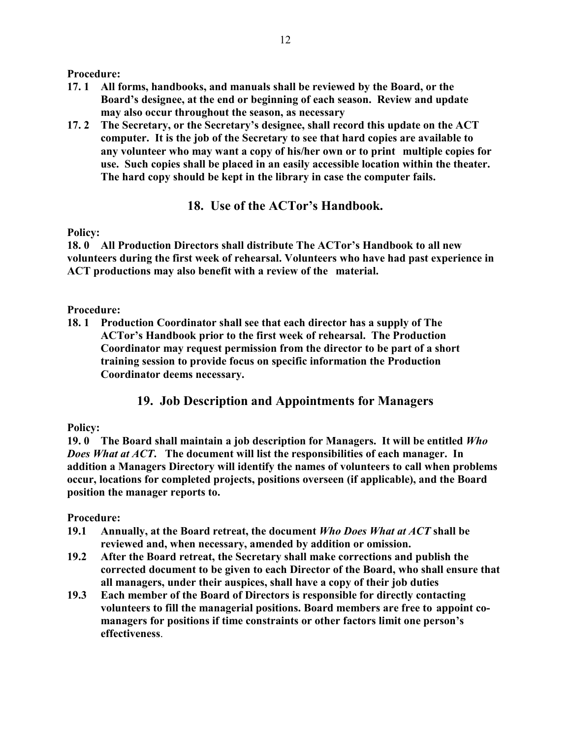**Procedure:**

**17. 1 All forms, handbooks, and manuals shall be reviewed by the Board, or the Board's designee, at the end or beginning of each season. Review and update may also occur throughout the season, as necessary**

**17. 2 The Secretary, or the Secretary's designee, shall record this update on the ACT computer. It is the job of the Secretary to see that hard copies are available to any volunteer who may want a copy of his/her own or to print multiple copies for use. Such copies shall be placed in an easily accessible location within the theater. The hard copy should be kept in the library in case the computer fails.**

## 18. Use of the ACTor's Handbook.

**Policy:**

**18. 0 All Production Directors shall distribute The ACTor's Handbook to all new volunteers during the first week of rehearsal. Volunteers who have had past experience in ACT productions may also benefit with a review of the material.**

**Procedure:**

**18. 1 Production Coordinator shall see that each director has a supply of The ACTor's Handbook prior to the first week of rehearsal. The Production Coordinator may request permission from the director to be part of a short training session to provide focus on specific information the Production Coordinator deems necessary.**

## 19. Job Description and Appointments for Managers

**Policy:**

**19. 0 The Board shall maintain a job description for Managers. It will be entitled *Who Does What at ACT*. The document will list the responsibilities of each manager. In addition a Managers Directory will identify the names of volunteers to call when problems occur, locations for completed projects, positions overseen (if applicable), and the Board position the manager reports to.**

**Procedure:**

**19.1 Annually, at the Board retreat, the document *Who Does What at ACT* shall be reviewed and, when necessary, amended by addition or omission.**

**19.2 After the Board retreat, the Secretary shall make corrections and publish the corrected document to be given to each Director of the Board, who shall ensure that all managers, under their auspices, shall have a copy of their job duties**

**19.3 Each member of the Board of Directors is responsible for directly contacting volunteers to fill the managerial positions. Board members are free to appoint co-managers for positions if time constraints or other factors limit one person's effectiveness**.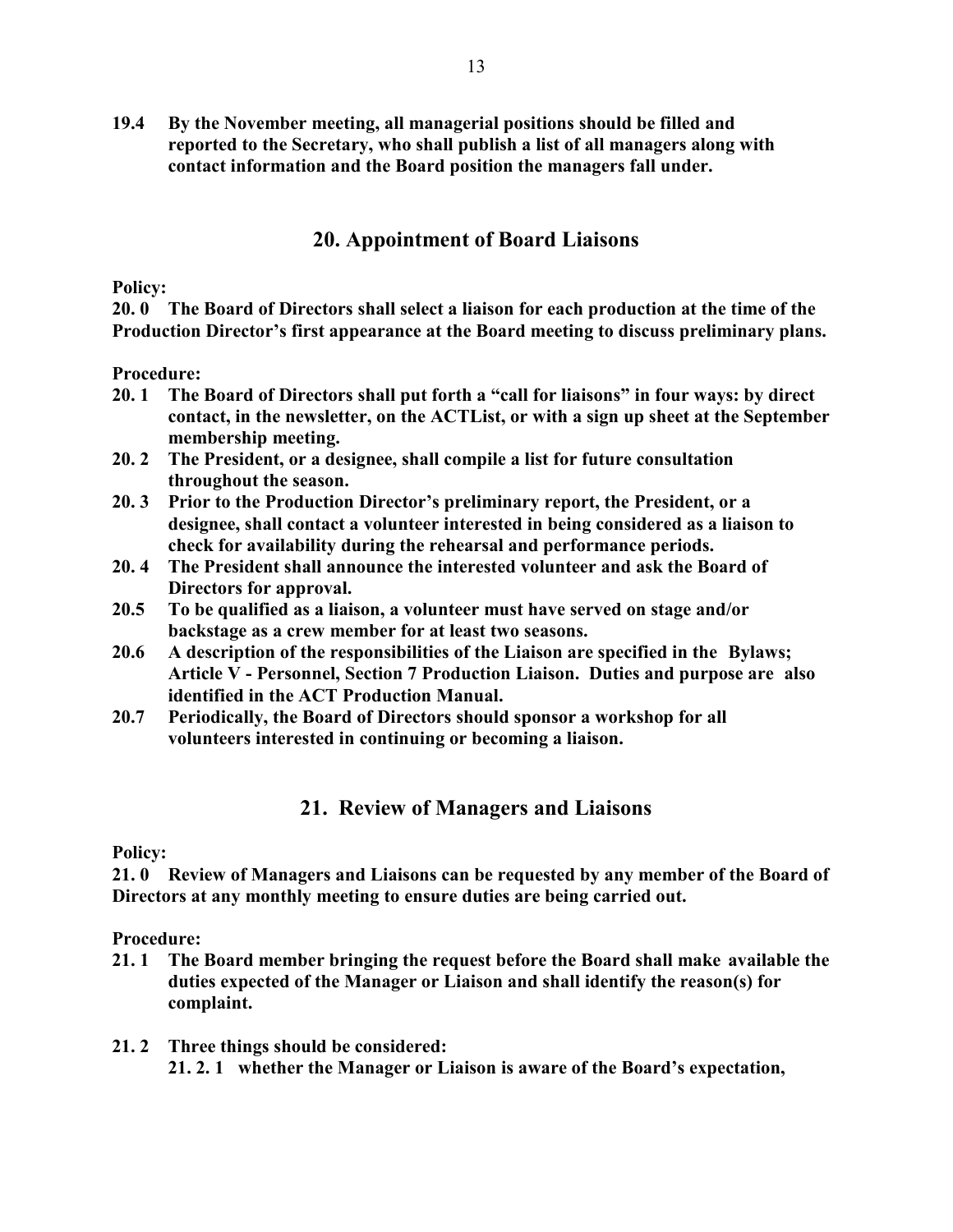**19.4 By the November meeting, all managerial positions should be filled and reported to the Secretary, who shall publish a list of all managers along with contact information and the Board position the managers fall under.**

## 20. Appointment of Board Liaisons

**Policy:**

**20. 0 The Board of Directors shall select a liaison for each production at the time of the Production Director's first appearance at the Board meeting to discuss preliminary plans.**

**Procedure:**

**20. 1 The Board of Directors shall put forth a "call for liaisons" in four ways: by direct contact, in the newsletter, on the ACTList, or with a sign up sheet at the September membership meeting.**

**20. 2 The President, or a designee, shall compile a list for future consultation throughout the season.**

**20. 3 Prior to the Production Director's preliminary report, the President, or a designee, shall contact a volunteer interested in being considered as a liaison to check for availability during the rehearsal and performance periods.**

**20. 4 The President shall announce the interested volunteer and ask the Board of Directors for approval.**

**20.5 To be qualified as a liaison, a volunteer must have served on stage and/or backstage as a crew member for at least two seasons.**

**20.6 A description of the responsibilities of the Liaison are specified in the Bylaws; Article V - Personnel, Section 7 Production Liaison. Duties and purpose are also identified in the ACT Production Manual.**

**20.7 Periodically, the Board of Directors should sponsor a workshop for all volunteers interested in continuing or becoming a liaison.**

## 21. Review of Managers and Liaisons

**Policy:**

**21. 0 Review of Managers and Liaisons can be requested by any member of the Board of Directors at any monthly meeting to ensure duties are being carried out.**

**Procedure:**

**21. 1 The Board member bringing the request before the Board shall make available the duties expected of the Manager or Liaison and shall identify the reason(s) for complaint.**

**21. 2 Three things should be considered:**

**21. 2. 1 whether the Manager or Liaison is aware of the Board's expectation,**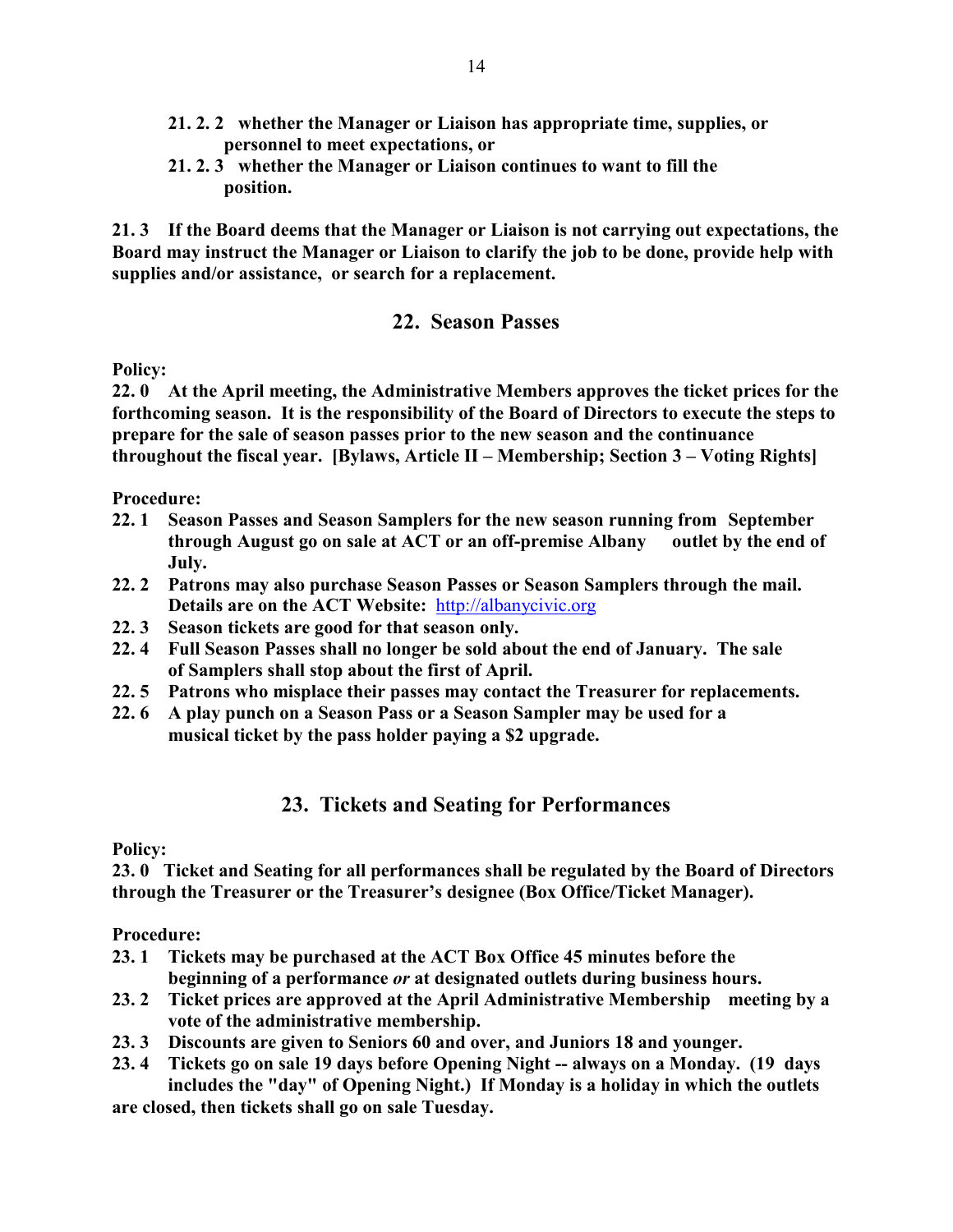**21. 2. 2 whether the Manager or Liaison has appropriate time, supplies, or personnel to meet expectations, or**

**21. 2. 3 whether the Manager or Liaison continues to want to fill the position.**

**21. 3 If the Board deems that the Manager or Liaison is not carrying out expectations, the Board may instruct the Manager or Liaison to clarify the job to be done, provide help with supplies and/or assistance, or search for a replacement.**

## 22. Season Passes

**Policy:**

**22. 0 At the April meeting, the Administrative Members approves the ticket prices for the forthcoming season. It is the responsibility of the Board of Directors to execute the steps to prepare for the sale of season passes prior to the new season and the continuance throughout the fiscal year. [Bylaws, Article II – Membership; Section 3 – Voting Rights]**

**Procedure:**

**22. 1 Season Passes and Season Samplers for the new season running from September through August go on sale at ACT or an off-premise Albany outlet by the end of July.**

**22. 2 Patrons may also purchase Season Passes or Season Samplers through the mail. Details are on the ACT Website:** http://albanycivic.org

**22. 3 Season tickets are good for that season only.**

**22. 4 Full Season Passes shall no longer be sold about the end of January. The sale of Samplers shall stop about the first of April.**

**22. 5 Patrons who misplace their passes may contact the Treasurer for replacements.**

**22. 6 A play punch on a Season Pass or a Season Sampler may be used for a musical ticket by the pass holder paying a $2 upgrade.**

## 23. Tickets and Seating for Performances

**Policy:**

**23. 0 Ticket and Seating for all performances shall be regulated by the Board of Directors through the Treasurer or the Treasurer's designee (Box Office/Ticket Manager).**

**Procedure:**

**23. 1 Tickets may be purchased at the ACT Box Office 45 minutes before the beginning of a performance *or* at designated outlets during business hours.**

**23. 2 Ticket prices are approved at the April Administrative Membership meeting by a vote of the administrative membership.**

**23. 3 Discounts are given to Seniors 60 and over, and Juniors 18 and younger.**

**23. 4 Tickets go on sale 19 days before Opening Night -- always on a Monday. (19 days includes the "day" of Opening Night.) If Monday is a holiday in which the outlets are closed, then tickets shall go on sale Tuesday.**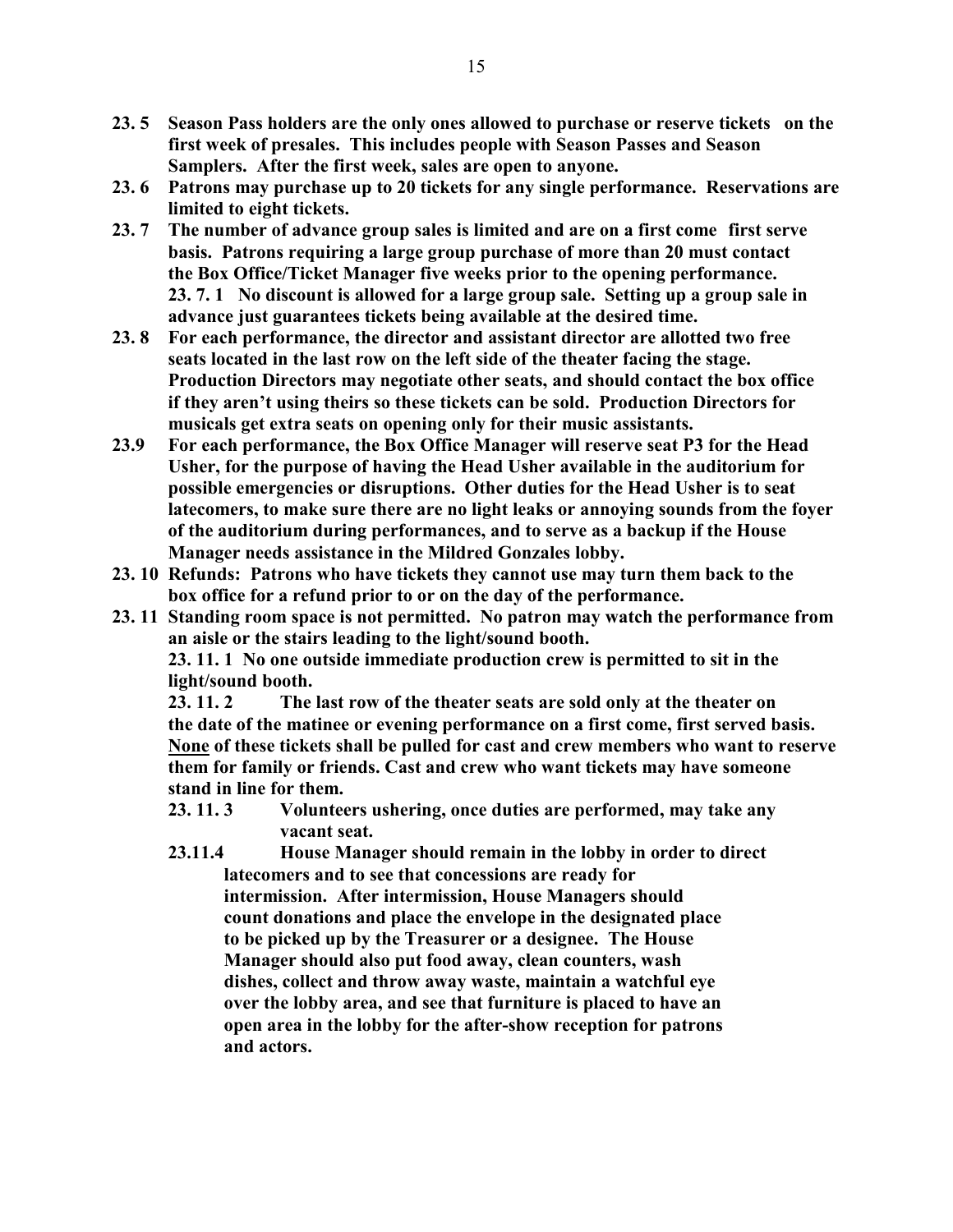**23. 5 Season Pass holders are the only ones allowed to purchase or reserve tickets on the first week of presales. This includes people with Season Passes and Season Samplers. After the first week, sales are open to anyone.**

**23. 6 Patrons may purchase up to 20 tickets for any single performance. Reservations are limited to eight tickets.**

**23. 7 The number of advance group sales is limited and are on a first come first serve basis. Patrons requiring a large group purchase of more than 20 must contact the Box Office/Ticket Manager five weeks prior to the opening performance.**

**23. 7. 1 No discount is allowed for a large group sale. Setting up a group sale in advance just guarantees tickets being available at the desired time.**

**23. 8 For each performance, the director and assistant director are allotted two free seats located in the last row on the left side of the theater facing the stage. Production Directors may negotiate other seats, and should contact the box office if they aren't using theirs so these tickets can be sold. Production Directors for musicals get extra seats on opening only for their music assistants.**

**23.9 For each performance, the Box Office Manager will reserve seat P3 for the Head Usher, for the purpose of having the Head Usher available in the auditorium for possible emergencies or disruptions. Other duties for the Head Usher is to seat latecomers, to make sure there are no light leaks or annoying sounds from the foyer of the auditorium during performances, and to serve as a backup if the House Manager needs assistance in the Mildred Gonzales lobby.**

**23. 10 Refunds: Patrons who have tickets they cannot use may turn them back to the box office for a refund prior to or on the day of the performance.**

**23. 11 Standing room space is not permitted. No patron may watch the performance from an aisle or the stairs leading to the light/sound booth.**

**23. 11. 1 No one outside immediate production crew is permitted to sit in the light/sound booth.**

**23. 11. 2 The last row of the theater seats are sold only at the theater on the date of the matinee or evening performance on a first come, first served basis. <u>None</u> of these tickets shall be pulled for cast and crew members who want to reserve them for family or friends. Cast and crew who want tickets may have someone stand in line for them.**

**23. 11. 3 Volunteers ushering, once duties are performed, may take any vacant seat.**

**23.11.4 House Manager should remain in the lobby in order to direct latecomers and to see that concessions are ready for intermission. After intermission, House Managers should count donations and place the envelope in the designated place to be picked up by the Treasurer or a designee. The House Manager should also put food away, clean counters, wash dishes, collect and throw away waste, maintain a watchful eye over the lobby area, and see that furniture is placed to have an open area in the lobby for the after-show reception for patrons and actors.**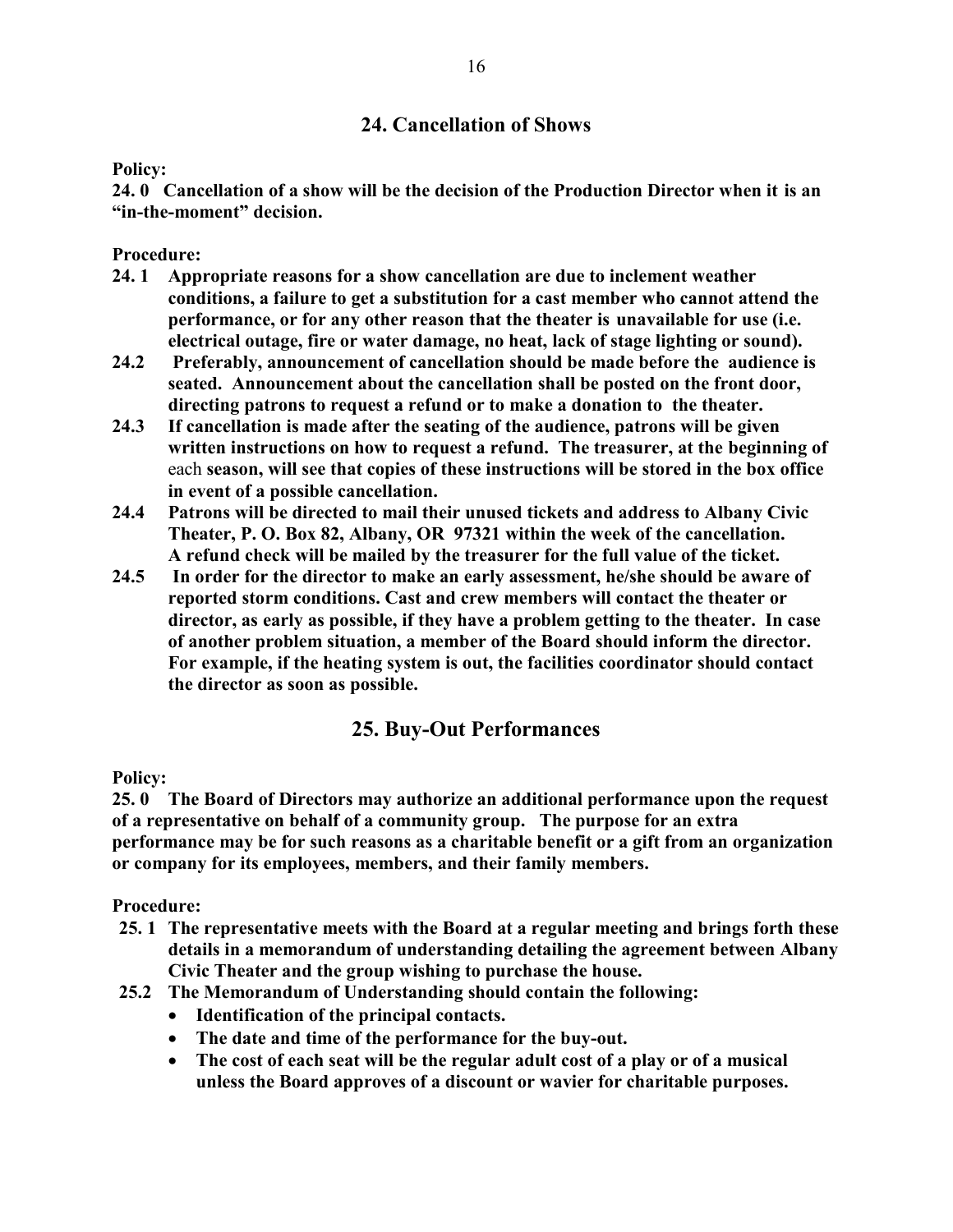## 24. Cancellation of Shows

**Policy:**

**24. 0 Cancellation of a show will be the decision of the Production Director when it is an "in-the-moment" decision.**

**Procedure:**

- **24. 1 Appropriate reasons for a show cancellation are due to inclement weather conditions, a failure to get a substitution for a cast member who cannot attend the performance, or for any other reason that the theater is unavailable for use (i.e. electrical outage, fire or water damage, no heat, lack of stage lighting or sound).**
- **24.2 Preferably, announcement of cancellation should be made before the audience is seated. Announcement about the cancellation shall be posted on the front door, directing patrons to request a refund or to make a donation to the theater.**
- **24.3 If cancellation is made after the seating of the audience, patrons will be given written instructions on how to request a refund. The treasurer, at the beginning of** each **season, will see that copies of these instructions will be stored in the box office in event of a possible cancellation.**
- **24.4 Patrons will be directed to mail their unused tickets and address to Albany Civic Theater, P. O. Box 82, Albany, OR 97321 within the week of the cancellation. A refund check will be mailed by the treasurer for the full value of the ticket.**
- **24.5 In order for the director to make an early assessment, he/she should be aware of reported storm conditions. Cast and crew members will contact the theater or director, as early as possible, if they have a problem getting to the theater. In case of another problem situation, a member of the Board should inform the director. For example, if the heating system is out, the facilities coordinator should contact the director as soon as possible.**

## 25. Buy-Out Performances

**Policy:**

**25. 0 The Board of Directors may authorize an additional performance upon the request of a representative on behalf of a community group. The purpose for an extra performance may be for such reasons as a charitable benefit or a gift from an organization or company for its employees, members, and their family members.**

**Procedure:**

- **25. 1 The representative meets with the Board at a regular meeting and brings forth these details in a memorandum of understanding detailing the agreement between Albany Civic Theater and the group wishing to purchase the house.**
- **25.2 The Memorandum of Understanding should contain the following:**
  - **Identification of the principal contacts.**
  - **The date and time of the performance for the buy-out.**
  - **The cost of each seat will be the regular adult cost of a play or of a musical unless the Board approves of a discount or wavier for charitable purposes.**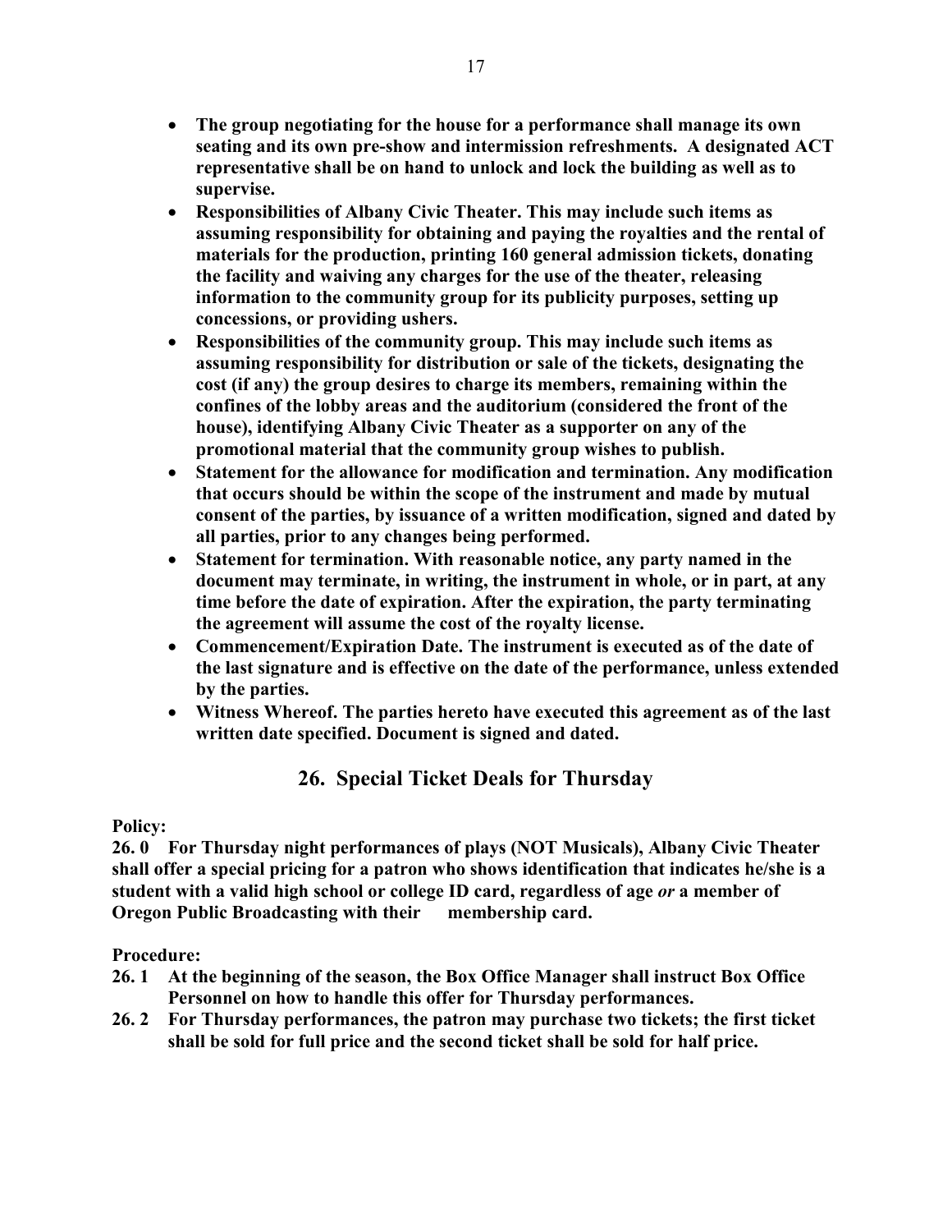- **The group negotiating for the house for a performance shall manage its own seating and its own pre-show and intermission refreshments. A designated ACT representative shall be on hand to unlock and lock the building as well as to supervise.**
- **Responsibilities of Albany Civic Theater. This may include such items as assuming responsibility for obtaining and paying the royalties and the rental of materials for the production, printing 160 general admission tickets, donating the facility and waiving any charges for the use of the theater, releasing information to the community group for its publicity purposes, setting up concessions, or providing ushers.**
- **Responsibilities of the community group. This may include such items as assuming responsibility for distribution or sale of the tickets, designating the cost (if any) the group desires to charge its members, remaining within the confines of the lobby areas and the auditorium (considered the front of the house), identifying Albany Civic Theater as a supporter on any of the promotional material that the community group wishes to publish.**
- **Statement for the allowance for modification and termination. Any modification that occurs should be within the scope of the instrument and made by mutual consent of the parties, by issuance of a written modification, signed and dated by all parties, prior to any changes being performed.**
- **Statement for termination. With reasonable notice, any party named in the document may terminate, in writing, the instrument in whole, or in part, at any time before the date of expiration. After the expiration, the party terminating the agreement will assume the cost of the royalty license.**
- **Commencement/Expiration Date. The instrument is executed as of the date of the last signature and is effective on the date of the performance, unless extended by the parties.**
- **Witness Whereof. The parties hereto have executed this agreement as of the last written date specified. Document is signed and dated.**

## 26. Special Ticket Deals for Thursday

**Policy:**

**26. 0 For Thursday night performances of plays (NOT Musicals), Albany Civic Theater shall offer a special pricing for a patron who shows identification that indicates he/she is a student with a valid high school or college ID card, regardless of age *or* a member of Oregon Public Broadcasting with their membership card.**

**Procedure:**

**26. 1 At the beginning of the season, the Box Office Manager shall instruct Box Office Personnel on how to handle this offer for Thursday performances.**

**26. 2 For Thursday performances, the patron may purchase two tickets; the first ticket shall be sold for full price and the second ticket shall be sold for half price.**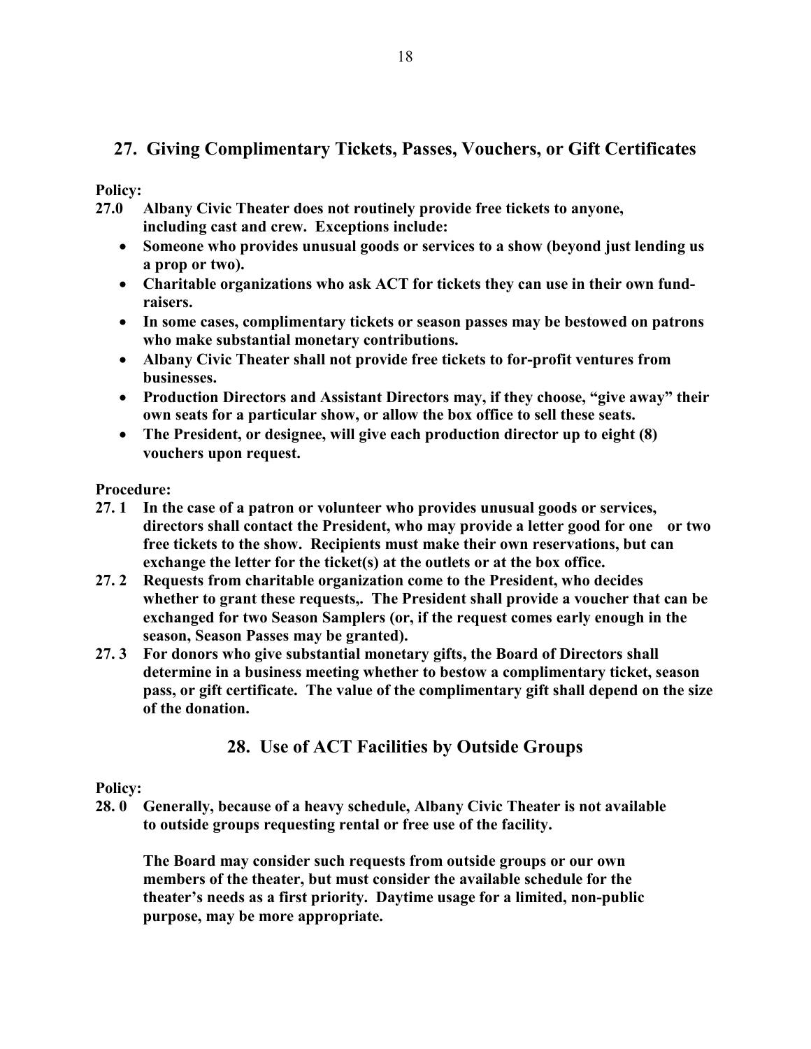## 27. Giving Complimentary Tickets, Passes, Vouchers, or Gift Certificates

**Policy:**

**27.0 Albany Civic Theater does not routinely provide free tickets to anyone, including cast and crew. Exceptions include:**

- **Someone who provides unusual goods or services to a show (beyond just lending us a prop or two).**
- **Charitable organizations who ask ACT for tickets they can use in their own fund-raisers.**
- **In some cases, complimentary tickets or season passes may be bestowed on patrons who make substantial monetary contributions.**
- **Albany Civic Theater shall not provide free tickets to for-profit ventures from businesses.**
- **Production Directors and Assistant Directors may, if they choose, "give away" their own seats for a particular show, or allow the box office to sell these seats.**
- **The President, or designee, will give each production director up to eight (8) vouchers upon request.**

**Procedure:**

**27. 1 In the case of a patron or volunteer who provides unusual goods or services, directors shall contact the President, who may provide a letter good for one or two free tickets to the show. Recipients must make their own reservations, but can exchange the letter for the ticket(s) at the outlets or at the box office.**

**27. 2 Requests from charitable organization come to the President, who decides whether to grant these requests,. The President shall provide a voucher that can be exchanged for two Season Samplers (or, if the request comes early enough in the season, Season Passes may be granted).**

**27. 3 For donors who give substantial monetary gifts, the Board of Directors shall determine in a business meeting whether to bestow a complimentary ticket, season pass, or gift certificate. The value of the complimentary gift shall depend on the size of the donation.**

## 28. Use of ACT Facilities by Outside Groups

**Policy:**

**28. 0 Generally, because of a heavy schedule, Albany Civic Theater is not available to outside groups requesting rental or free use of the facility.**

**The Board may consider such requests from outside groups or our own members of the theater, but must consider the available schedule for the theater's needs as a first priority. Daytime usage for a limited, non-public purpose, may be more appropriate.**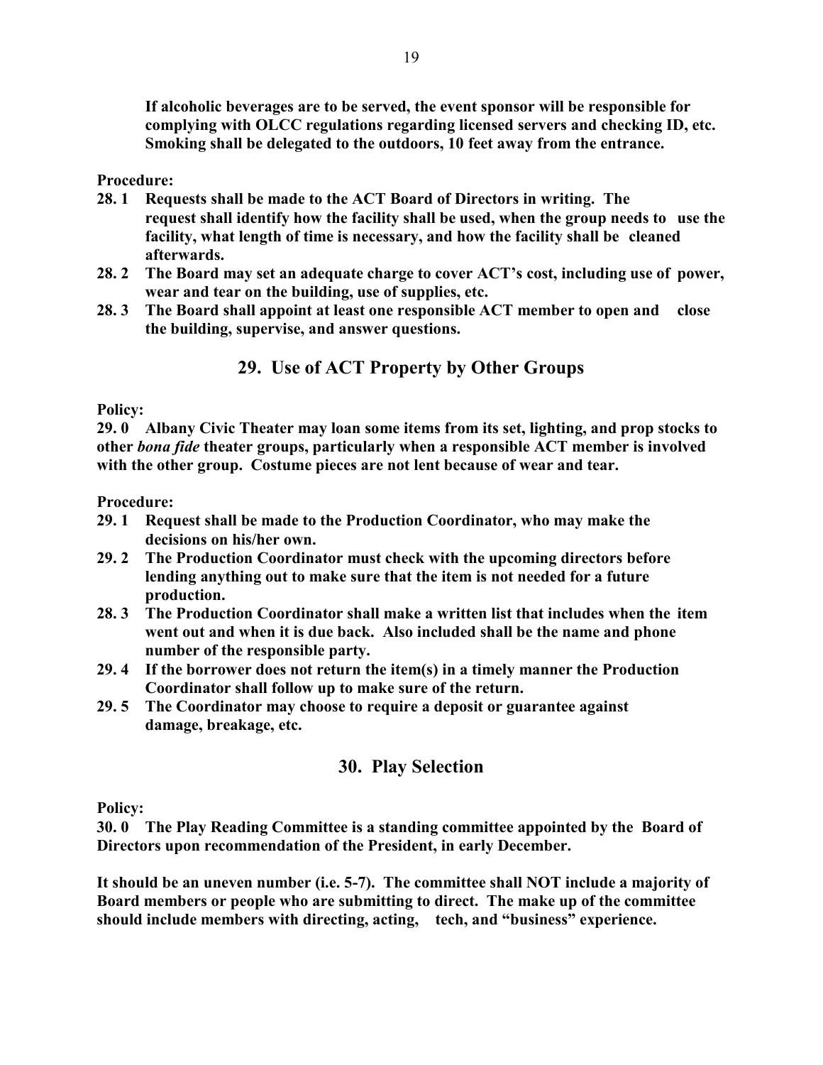**If alcoholic beverages are to be served, the event sponsor will be responsible for complying with OLCC regulations regarding licensed servers and checking ID, etc. Smoking shall be delegated to the outdoors, 10 feet away from the entrance.**

**Procedure:**

**28. 1 Requests shall be made to the ACT Board of Directors in writing. The request shall identify how the facility shall be used, when the group needs to use the facility, what length of time is necessary, and how the facility shall be cleaned afterwards.**

**28. 2 The Board may set an adequate charge to cover ACT's cost, including use of power, wear and tear on the building, use of supplies, etc.**

**28. 3 The Board shall appoint at least one responsible ACT member to open and close the building, supervise, and answer questions.**

## 29. Use of ACT Property by Other Groups

**Policy:**

**29. 0 Albany Civic Theater may loan some items from its set, lighting, and prop stocks to other *bona fide* theater groups, particularly when a responsible ACT member is involved with the other group. Costume pieces are not lent because of wear and tear.**

**Procedure:**

**29. 1 Request shall be made to the Production Coordinator, who may make the decisions on his/her own.**

**29. 2 The Production Coordinator must check with the upcoming directors before lending anything out to make sure that the item is not needed for a future production.**

**28. 3 The Production Coordinator shall make a written list that includes when the item went out and when it is due back. Also included shall be the name and phone number of the responsible party.**

**29. 4 If the borrower does not return the item(s) in a timely manner the Production Coordinator shall follow up to make sure of the return.**

**29. 5 The Coordinator may choose to require a deposit or guarantee against damage, breakage, etc.**

## 30. Play Selection

**Policy:**

**30. 0 The Play Reading Committee is a standing committee appointed by the Board of Directors upon recommendation of the President, in early December.**

**It should be an uneven number (i.e. 5-7). The committee shall NOT include a majority of Board members or people who are submitting to direct. The make up of the committee should include members with directing, acting, tech, and "business" experience.**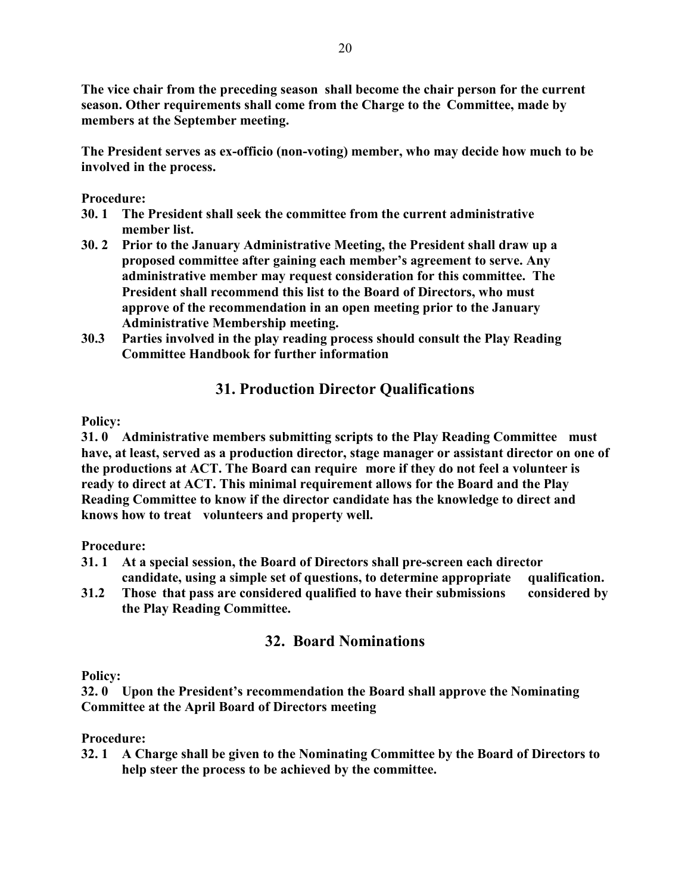**The vice chair from the preceding season shall become the chair person for the current season. Other requirements shall come from the Charge to the Committee, made by members at the September meeting.**

**The President serves as ex-officio (non-voting) member, who may decide how much to be involved in the process.**

**Procedure:**

**30. 1 The President shall seek the committee from the current administrative member list.**

**30. 2 Prior to the January Administrative Meeting, the President shall draw up a proposed committee after gaining each member's agreement to serve. Any administrative member may request consideration for this committee. The President shall recommend this list to the Board of Directors, who must approve of the recommendation in an open meeting prior to the January Administrative Membership meeting.**

**30.3 Parties involved in the play reading process should consult the Play Reading Committee Handbook for further information**

## 31. Production Director Qualifications

**Policy:**

**31. 0 Administrative members submitting scripts to the Play Reading Committee must have, at least, served as a production director, stage manager or assistant director on one of the productions at ACT. The Board can require more if they do not feel a volunteer is ready to direct at ACT. This minimal requirement allows for the Board and the Play Reading Committee to know if the director candidate has the knowledge to direct and knows how to treat volunteers and property well.**

**Procedure:**

**31. 1 At a special session, the Board of Directors shall pre-screen each director candidate, using a simple set of questions, to determine appropriate qualification.**

**31.2 Those that pass are considered qualified to have their submissions considered by the Play Reading Committee.**

## 32. Board Nominations

**Policy:**

**32. 0 Upon the President's recommendation the Board shall approve the Nominating Committee at the April Board of Directors meeting**

**Procedure:**

**32. 1 A Charge shall be given to the Nominating Committee by the Board of Directors to help steer the process to be achieved by the committee.**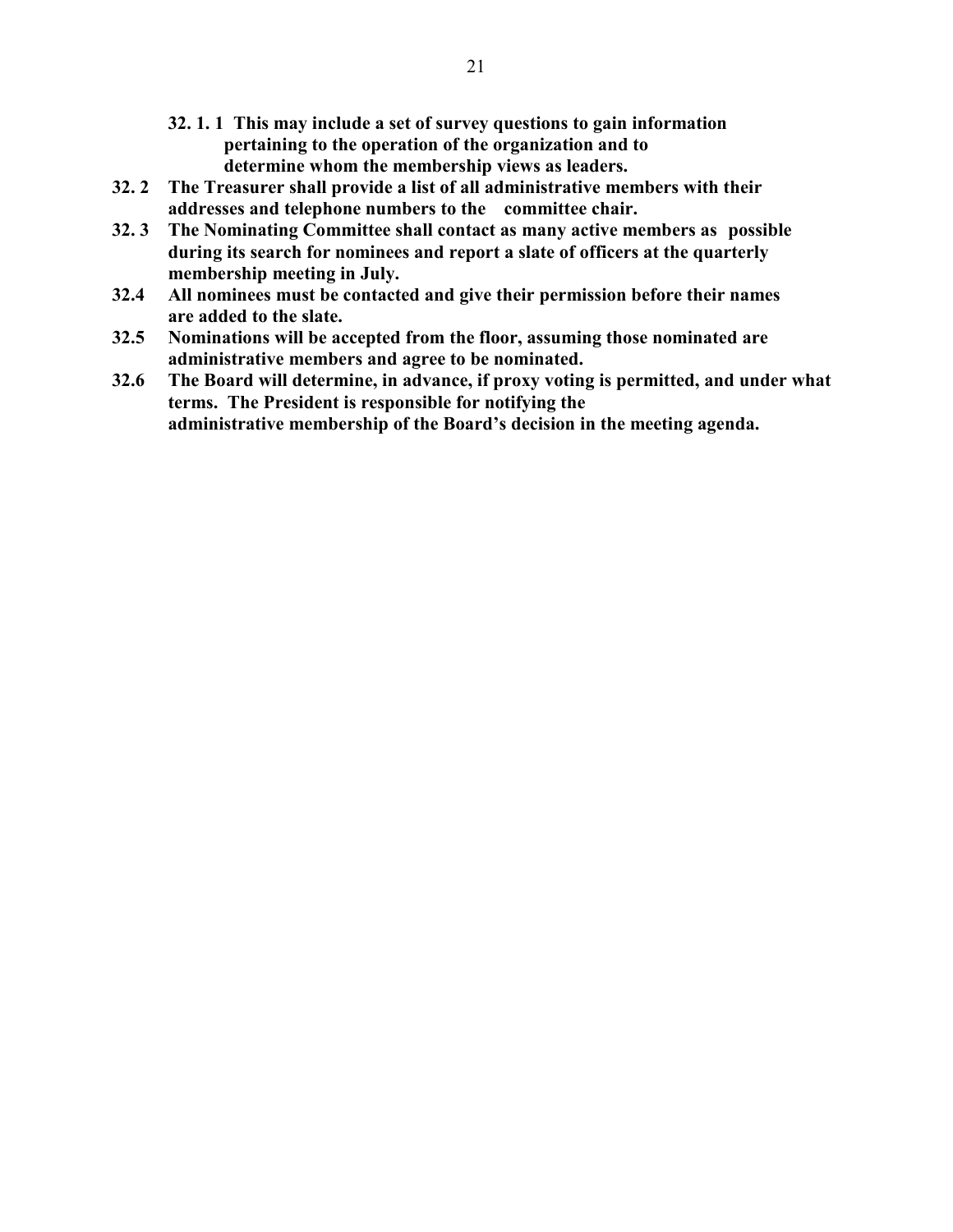**32. 1. 1 This may include a set of survey questions to gain information pertaining to the operation of the organization and to determine whom the membership views as leaders.**

**32. 2 The Treasurer shall provide a list of all administrative members with their addresses and telephone numbers to the committee chair.**

**32. 3 The Nominating Committee shall contact as many active members as possible during its search for nominees and report a slate of officers at the quarterly membership meeting in July.**

**32.4 All nominees must be contacted and give their permission before their names are added to the slate.**

**32.5 Nominations will be accepted from the floor, assuming those nominated are administrative members and agree to be nominated.**

**32.6 The Board will determine, in advance, if proxy voting is permitted, and under what terms. The President is responsible for notifying the administrative membership of the Board's decision in the meeting agenda.**